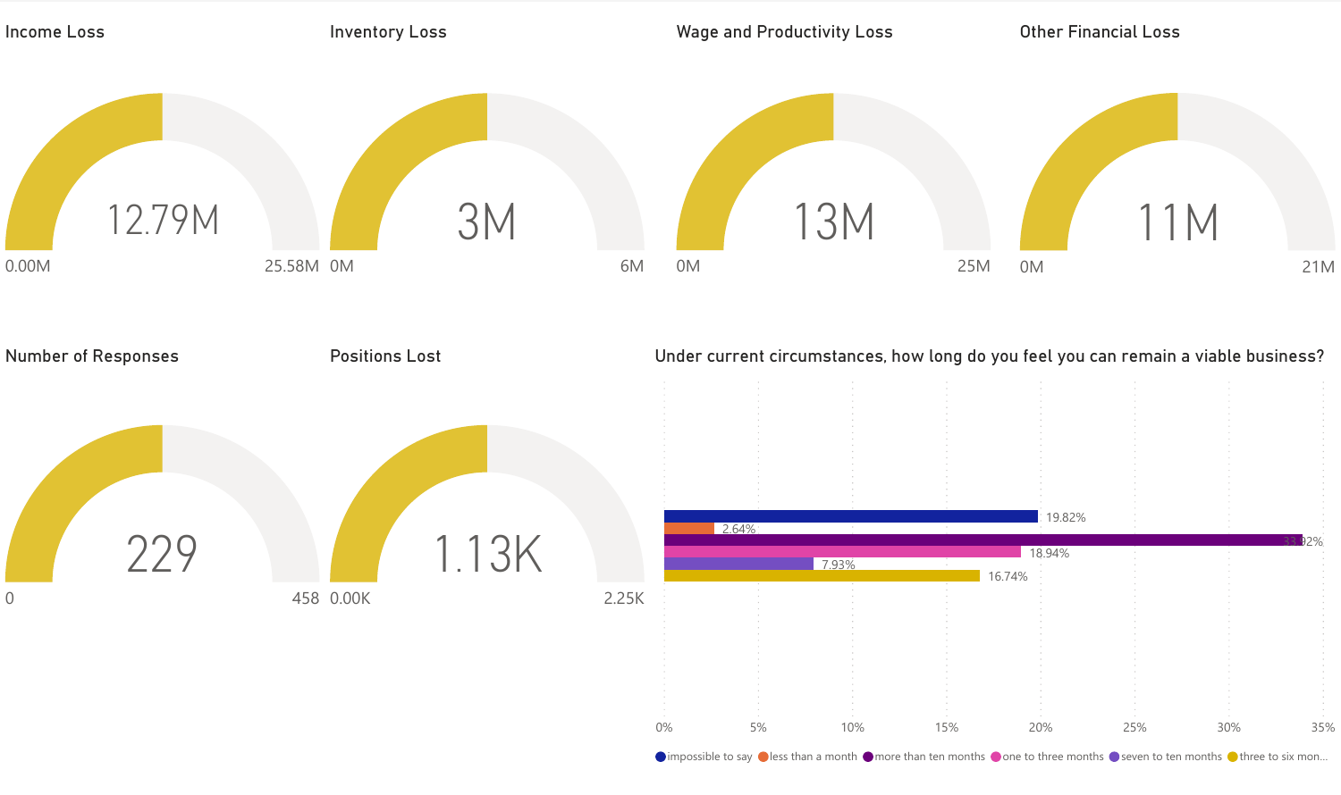## Income Loss

12.79M

0.00M — 25.58M

## Inventory Loss

3M

0M — 6M

## Wage and Productivity Loss

13M

0M — 25M

## Other Financial Loss

11M

0M — 21M

## Number of Responses

229

0 — 458

## Positions Lost

1.13K

0.00K — 2.25K

## Under current circumstances, how long do you feel you can remain a viable business?

| Response | Percentage |
|---|---|
| impossible to say | 19.82% |
| less than a month | 2.64% |
| more than ten months | 33.92% |
| one to three months | 18.94% |
| seven to ten months | 7.93% |
| three to six mon... | 16.74% |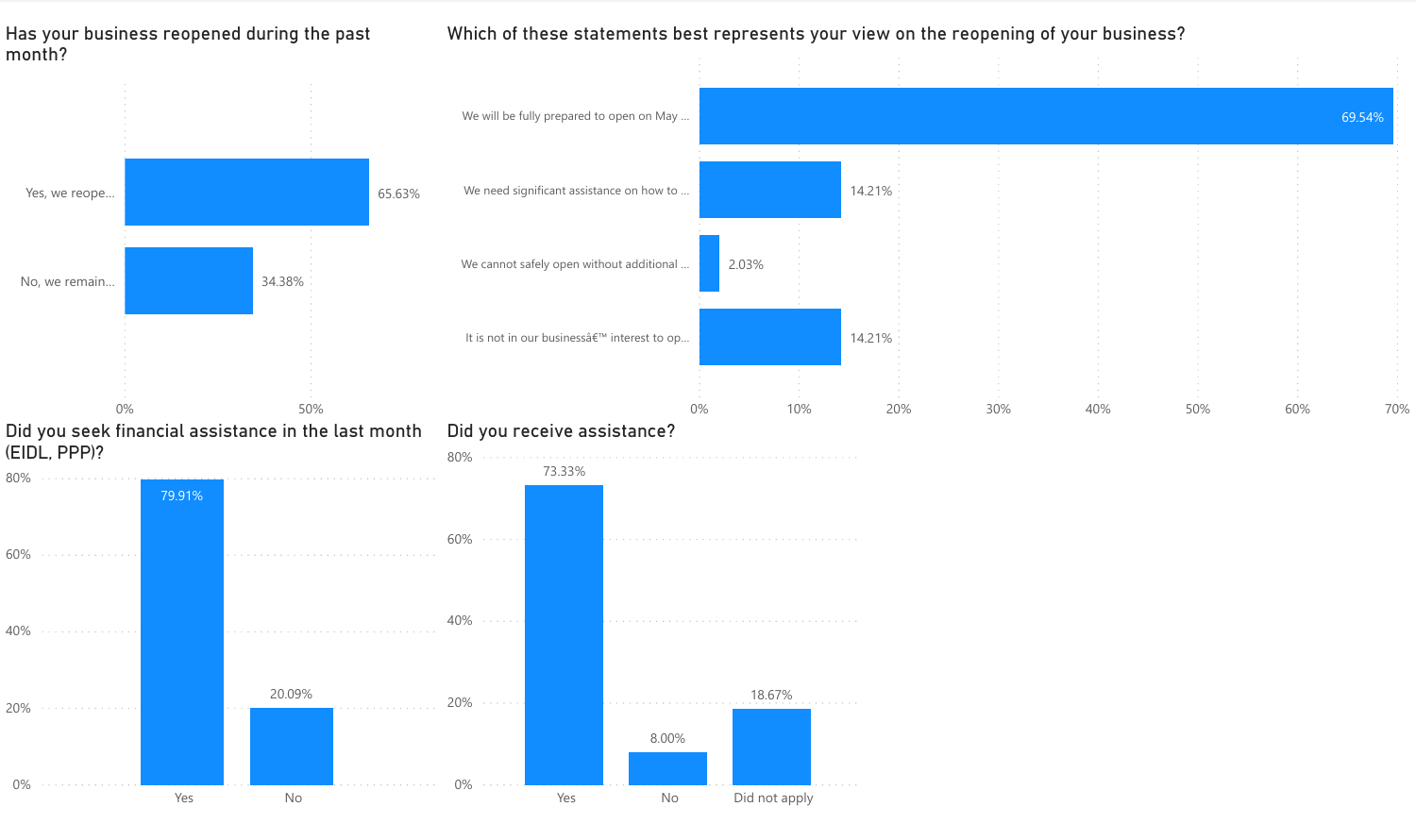## Has your business reopened during the past month?

Yes, we reope...
65.63%

No, we remain...
34.38%

0%
50%

## Which of these statements best represents your view on the reopening of your business?

We will be fully prepared to open on May ...
69.54%

We need significant assistance on how to ...
14.21%

We cannot safely open without additional ...
2.03%

It is not in our businessâ€™ interest to op...
14.21%

0%
10%
20%
30%
40%
50%
60%
70%

## Did you seek financial assistance in the last month (EIDL, PPP)?

80%
60%
40%
20%
0%

Yes
79.91%

No
20.09%

## Did you receive assistance?

80%
60%
40%
20%
0%

Yes
73.33%

No
8.00%

Did not apply
18.67%